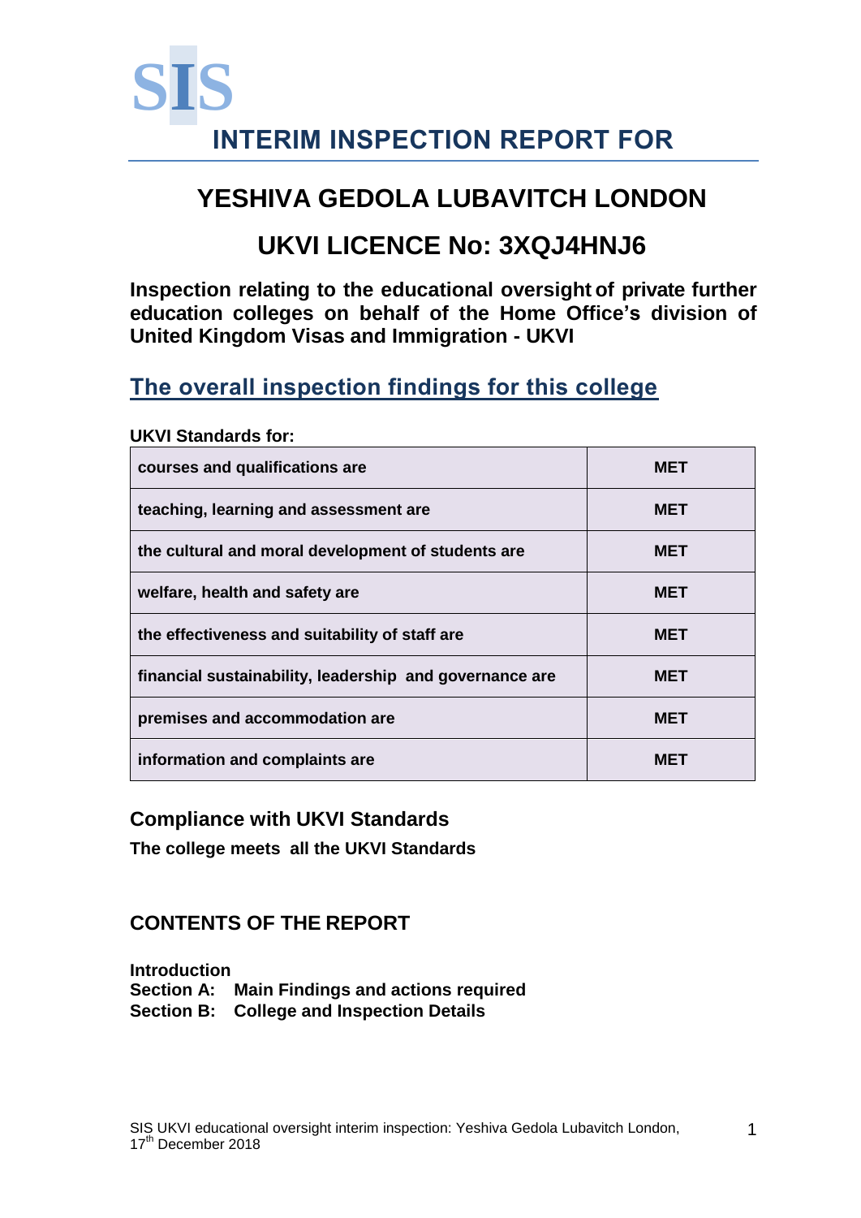SIS

# INTERIM INSPECTION REPORT FOR

# YESHIVA GEDOLA LUBAVITCH LONDON

# UKVI LICENCE No: 3XQJ4HNJ6

**Inspection relating to the educational oversight of private further education colleges on behalf of the Home Office's division of United Kingdom Visas and Immigration - UKVI**

## The overall inspection findings for this college

**UKVI Standards for:**

| | |
|---|---|
| courses and qualifications are | MET |
| teaching, learning and assessment are | MET |
| the cultural and moral development of students are | MET |
| welfare, health and safety are | MET |
| the effectiveness and suitability of staff are | MET |
| financial sustainability, leadership and governance are | MET |
| premises and accommodation are | MET |
| information and complaints are | MET |

### Compliance with UKVI Standards

**The college meets all the UKVI Standards**

### CONTENTS OF THE REPORT

**Introduction**
**Section A: Main Findings and actions required**
**Section B: College and Inspection Details**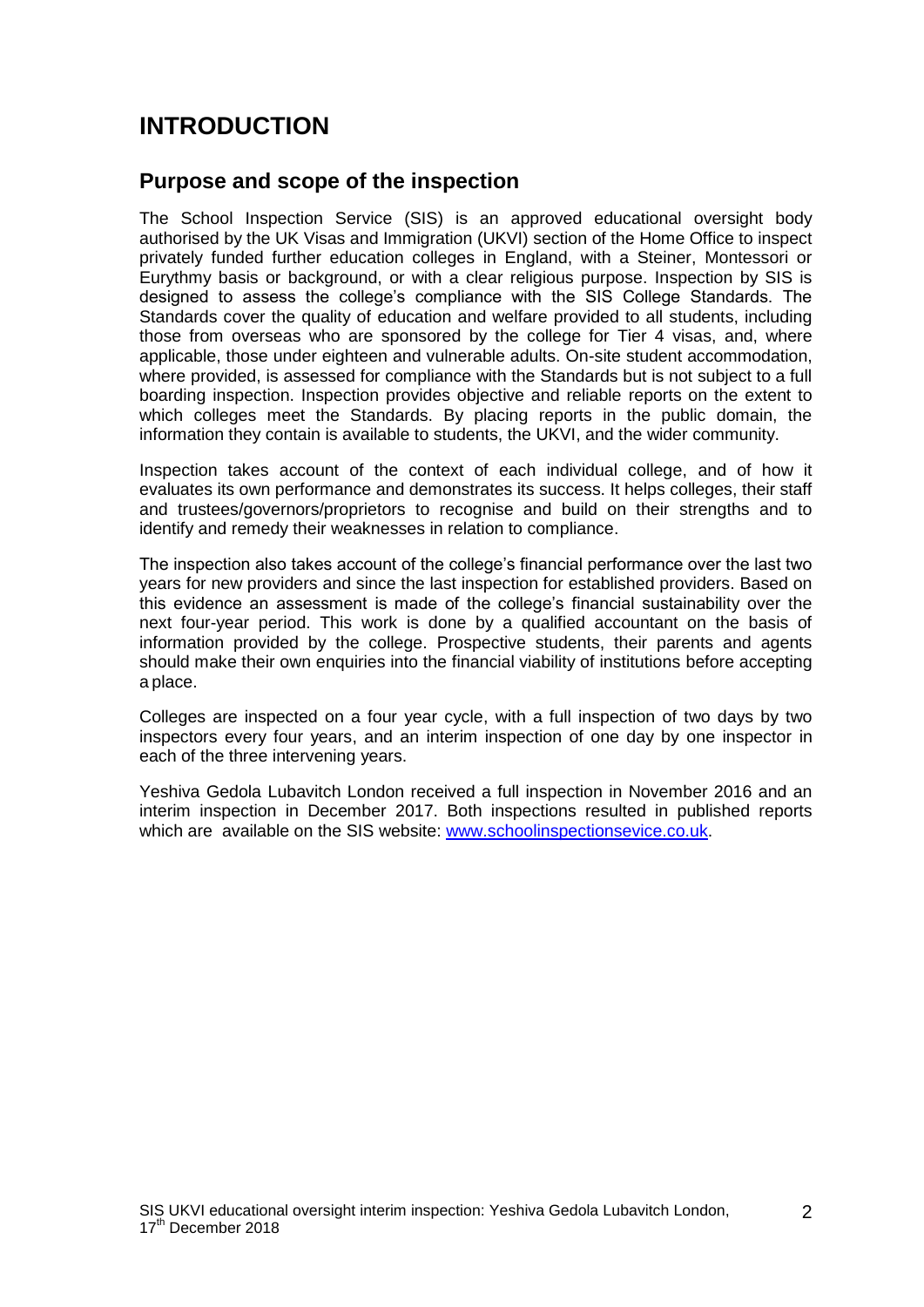# INTRODUCTION

## Purpose and scope of the inspection

The School Inspection Service (SIS) is an approved educational oversight body authorised by the UK Visas and Immigration (UKVI) section of the Home Office to inspect privately funded further education colleges in England, with a Steiner, Montessori or Eurythmy basis or background, or with a clear religious purpose. Inspection by SIS is designed to assess the college's compliance with the SIS College Standards. The Standards cover the quality of education and welfare provided to all students, including those from overseas who are sponsored by the college for Tier 4 visas, and, where applicable, those under eighteen and vulnerable adults. On-site student accommodation, where provided, is assessed for compliance with the Standards but is not subject to a full boarding inspection. Inspection provides objective and reliable reports on the extent to which colleges meet the Standards. By placing reports in the public domain, the information they contain is available to students, the UKVI, and the wider community.

Inspection takes account of the context of each individual college, and of how it evaluates its own performance and demonstrates its success. It helps colleges, their staff and trustees/governors/proprietors to recognise and build on their strengths and to identify and remedy their weaknesses in relation to compliance.

The inspection also takes account of the college's financial performance over the last two years for new providers and since the last inspection for established providers. Based on this evidence an assessment is made of the college's financial sustainability over the next four-year period. This work is done by a qualified accountant on the basis of information provided by the college. Prospective students, their parents and agents should make their own enquiries into the financial viability of institutions before accepting a place.

Colleges are inspected on a four year cycle, with a full inspection of two days by two inspectors every four years, and an interim inspection of one day by one inspector in each of the three intervening years.

Yeshiva Gedola Lubavitch London received a full inspection in November 2016 and an interim inspection in December 2017. Both inspections resulted in published reports which are available on the SIS website: [www.schoolinspectionsevice.co.uk](www.schoolinspectionsevice.co.uk).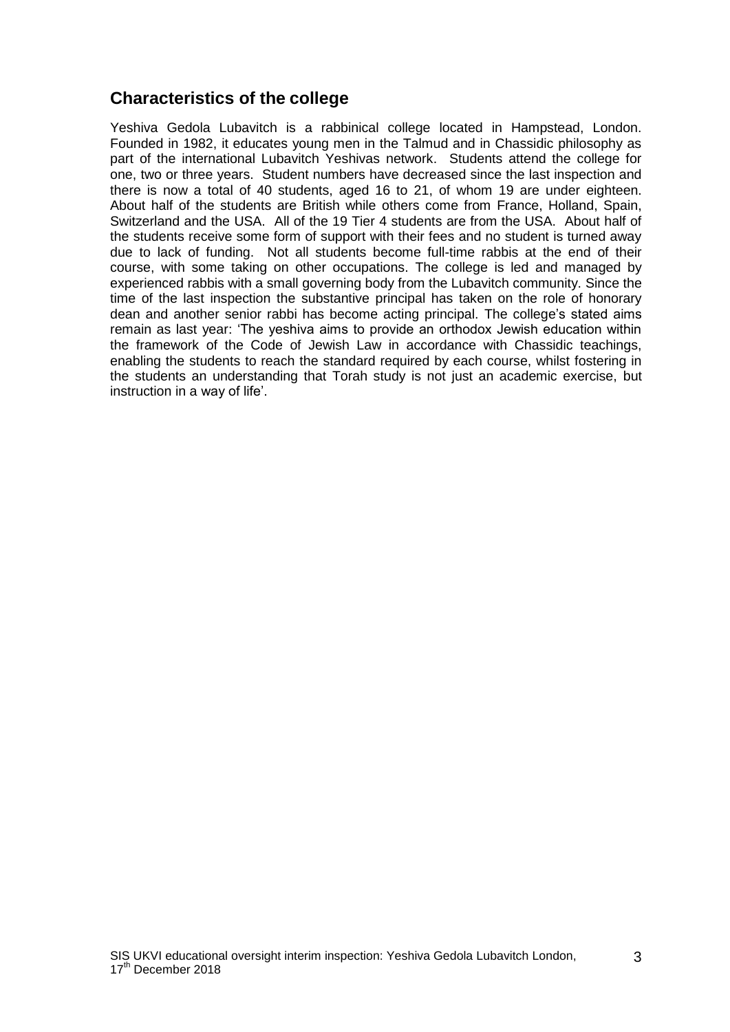## Characteristics of the college

Yeshiva Gedola Lubavitch is a rabbinical college located in Hampstead, London. Founded in 1982, it educates young men in the Talmud and in Chassidic philosophy as part of the international Lubavitch Yeshivas network. Students attend the college for one, two or three years. Student numbers have decreased since the last inspection and there is now a total of 40 students, aged 16 to 21, of whom 19 are under eighteen. About half of the students are British while others come from France, Holland, Spain, Switzerland and the USA. All of the 19 Tier 4 students are from the USA. About half of the students receive some form of support with their fees and no student is turned away due to lack of funding. Not all students become full-time rabbis at the end of their course, with some taking on other occupations. The college is led and managed by experienced rabbis with a small governing body from the Lubavitch community. Since the time of the last inspection the substantive principal has taken on the role of honorary dean and another senior rabbi has become acting principal. The college's stated aims remain as last year: 'The yeshiva aims to provide an orthodox Jewish education within the framework of the Code of Jewish Law in accordance with Chassidic teachings, enabling the students to reach the standard required by each course, whilst fostering in the students an understanding that Torah study is not just an academic exercise, but instruction in a way of life'.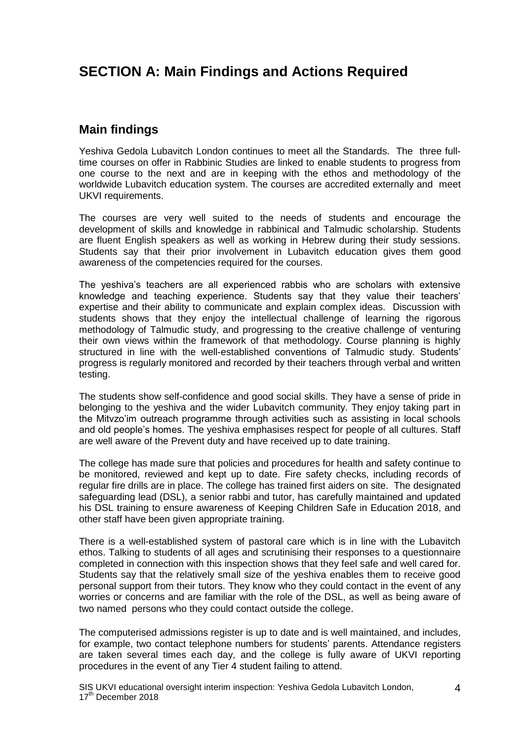# SECTION A: Main Findings and Actions Required

## Main findings

Yeshiva Gedola Lubavitch London continues to meet all the Standards. The three full-time courses on offer in Rabbinic Studies are linked to enable students to progress from one course to the next and are in keeping with the ethos and methodology of the worldwide Lubavitch education system. The courses are accredited externally and meet UKVI requirements.

The courses are very well suited to the needs of students and encourage the development of skills and knowledge in rabbinical and Talmudic scholarship. Students are fluent English speakers as well as working in Hebrew during their study sessions. Students say that their prior involvement in Lubavitch education gives them good awareness of the competencies required for the courses.

The yeshiva's teachers are all experienced rabbis who are scholars with extensive knowledge and teaching experience. Students say that they value their teachers' expertise and their ability to communicate and explain complex ideas. Discussion with students shows that they enjoy the intellectual challenge of learning the rigorous methodology of Talmudic study, and progressing to the creative challenge of venturing their own views within the framework of that methodology. Course planning is highly structured in line with the well-established conventions of Talmudic study. Students' progress is regularly monitored and recorded by their teachers through verbal and written testing.

The students show self-confidence and good social skills. They have a sense of pride in belonging to the yeshiva and the wider Lubavitch community. They enjoy taking part in the Mitvzo'im outreach programme through activities such as assisting in local schools and old people's homes. The yeshiva emphasises respect for people of all cultures. Staff are well aware of the Prevent duty and have received up to date training.

The college has made sure that policies and procedures for health and safety continue to be monitored, reviewed and kept up to date. Fire safety checks, including records of regular fire drills are in place. The college has trained first aiders on site. The designated safeguarding lead (DSL), a senior rabbi and tutor, has carefully maintained and updated his DSL training to ensure awareness of Keeping Children Safe in Education 2018, and other staff have been given appropriate training.

There is a well-established system of pastoral care which is in line with the Lubavitch ethos. Talking to students of all ages and scrutinising their responses to a questionnaire completed in connection with this inspection shows that they feel safe and well cared for. Students say that the relatively small size of the yeshiva enables them to receive good personal support from their tutors. They know who they could contact in the event of any worries or concerns and are familiar with the role of the DSL, as well as being aware of two named persons who they could contact outside the college.

The computerised admissions register is up to date and is well maintained, and includes, for example, two contact telephone numbers for students' parents. Attendance registers are taken several times each day, and the college is fully aware of UKVI reporting procedures in the event of any Tier 4 student failing to attend.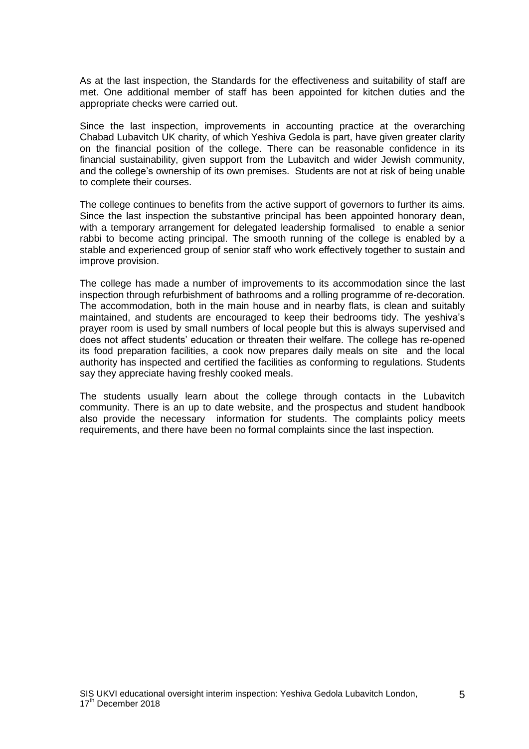As at the last inspection, the Standards for the effectiveness and suitability of staff are met. One additional member of staff has been appointed for kitchen duties and the appropriate checks were carried out.

Since the last inspection, improvements in accounting practice at the overarching Chabad Lubavitch UK charity, of which Yeshiva Gedola is part, have given greater clarity on the financial position of the college. There can be reasonable confidence in its financial sustainability, given support from the Lubavitch and wider Jewish community, and the college's ownership of its own premises. Students are not at risk of being unable to complete their courses.

The college continues to benefits from the active support of governors to further its aims. Since the last inspection the substantive principal has been appointed honorary dean, with a temporary arrangement for delegated leadership formalised to enable a senior rabbi to become acting principal. The smooth running of the college is enabled by a stable and experienced group of senior staff who work effectively together to sustain and improve provision.

The college has made a number of improvements to its accommodation since the last inspection through refurbishment of bathrooms and a rolling programme of re-decoration. The accommodation, both in the main house and in nearby flats, is clean and suitably maintained, and students are encouraged to keep their bedrooms tidy. The yeshiva's prayer room is used by small numbers of local people but this is always supervised and does not affect students' education or threaten their welfare. The college has re-opened its food preparation facilities, a cook now prepares daily meals on site and the local authority has inspected and certified the facilities as conforming to regulations. Students say they appreciate having freshly cooked meals.

The students usually learn about the college through contacts in the Lubavitch community. There is an up to date website, and the prospectus and student handbook also provide the necessary information for students. The complaints policy meets requirements, and there have been no formal complaints since the last inspection.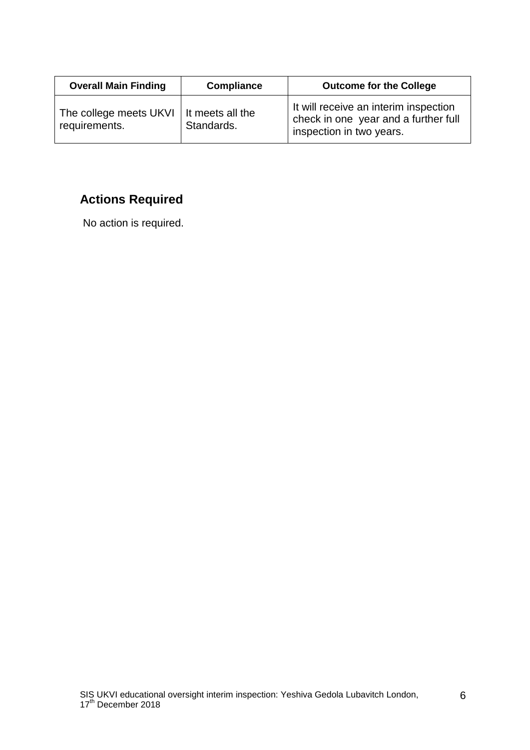| Overall Main Finding | Compliance | Outcome for the College |
|---|---|---|
| The college meets UKVI requirements. | It meets all the Standards. | It will receive an interim inspection check in one year and a further full inspection in two years. |

## Actions Required

No action is required.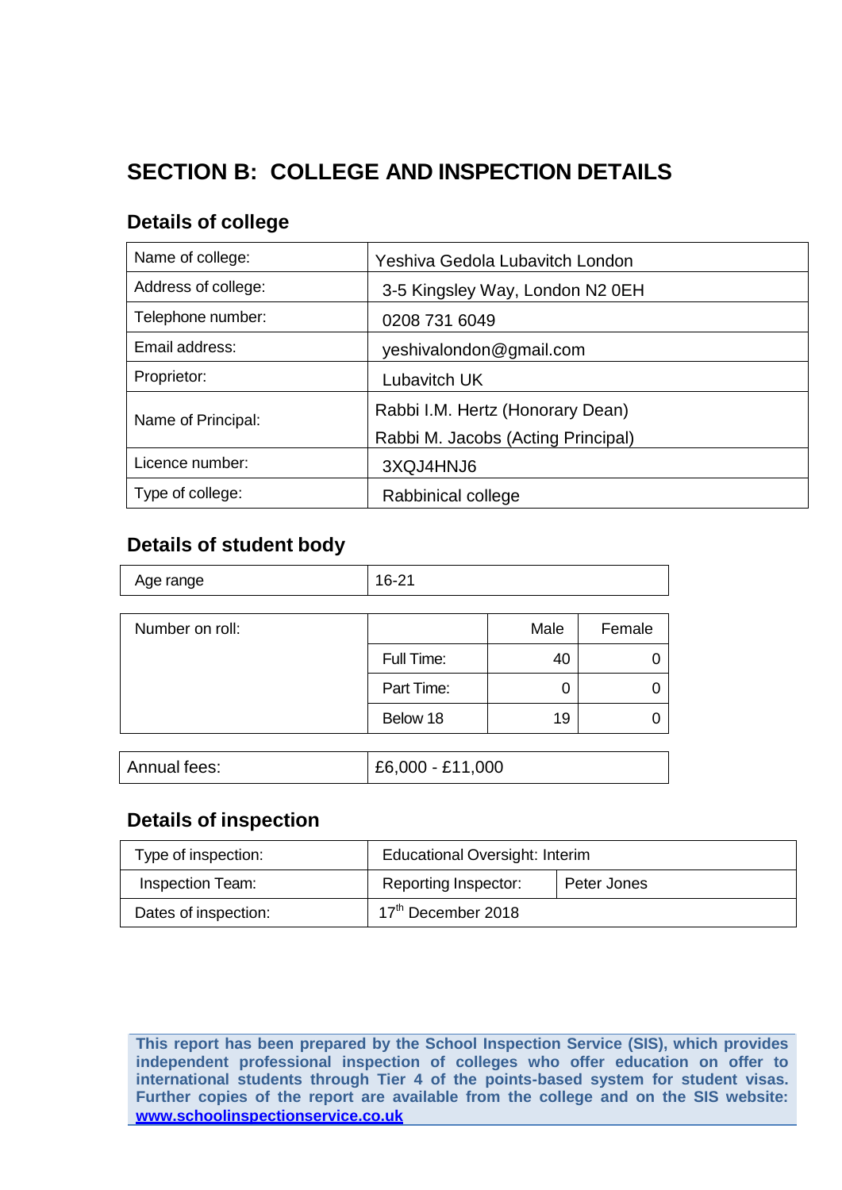# SECTION B: COLLEGE AND INSPECTION DETAILS

## Details of college

| | |
|---|---|
| Name of college: | Yeshiva Gedola Lubavitch London |
| Address of college: | 3-5 Kingsley Way, London N2 0EH |
| Telephone number: | 0208 731 6049 |
| Email address: | yeshivalondon@gmail.com |
| Proprietor: | Lubavitch UK |
| Name of Principal: | Rabbi I.M. Hertz (Honorary Dean)<br>Rabbi M. Jacobs (Acting Principal) |
| Licence number: | 3XQJ4HNJ6 |
| Type of college: | Rabbinical college |

## Details of student body

| | |
|---|---|
| Age range | 16-21 |

| | | | |
|---|---|---|---|
| Number on roll: | | Male | Female |
| | Full Time: | 40 | 0 |
| | Part Time: | 0 | 0 |
| | Below 18 | 19 | 0 |

| | |
|---|---|
| Annual fees: | £6,000 - £11,000 |

## Details of inspection

| | | |
|---|---|---|
| Type of inspection: | Educational Oversight: Interim | |
| Inspection Team: | Reporting Inspector: | Peter Jones |
| Dates of inspection: | 17th December 2018 | |

**This report has been prepared by the School Inspection Service (SIS), which provides independent professional inspection of colleges who offer education on offer to international students through Tier 4 of the points-based system for student visas. Further copies of the report are available from the college and on the SIS website: www.schoolinspectionservice.co.uk**